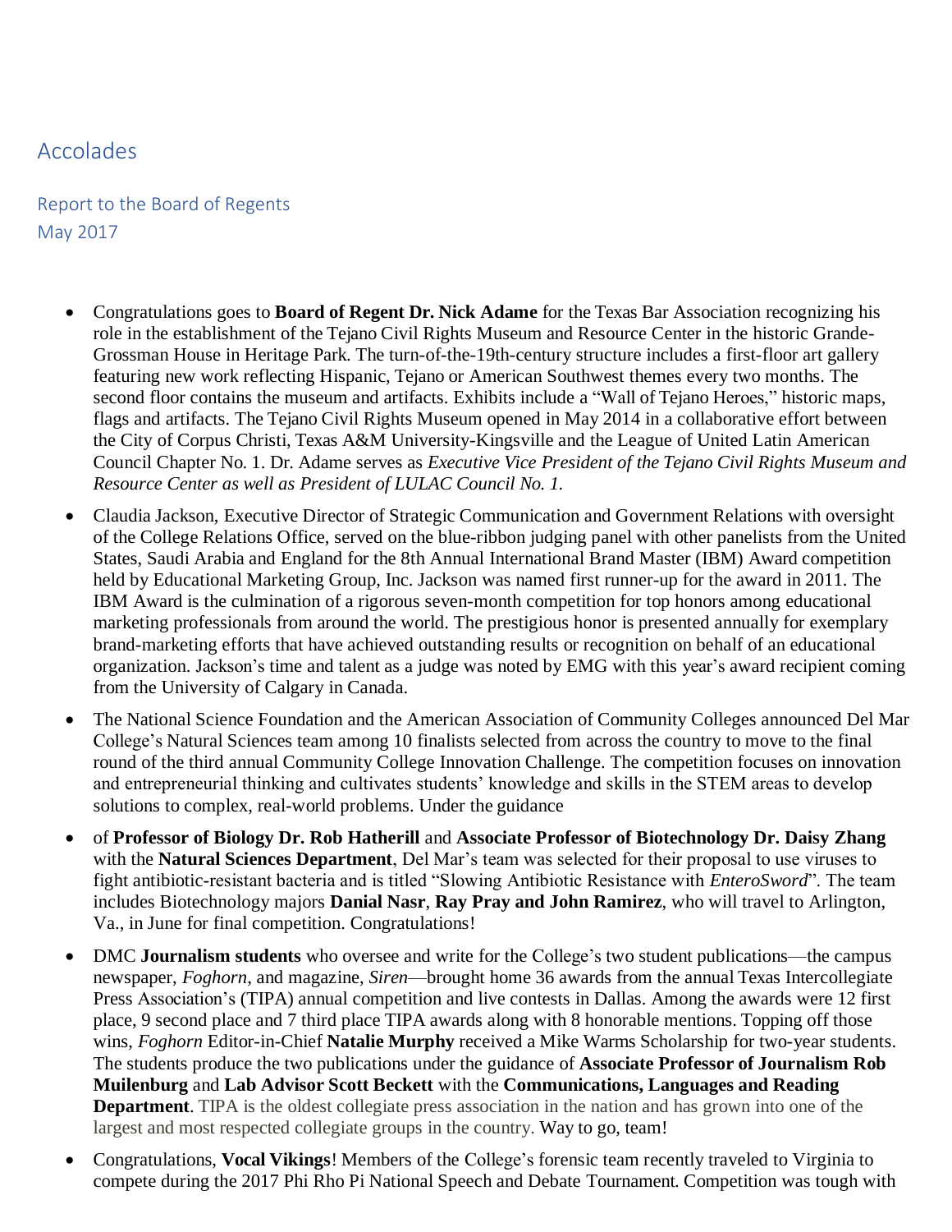# Accolades

## Report to the Board of Regents
## May 2017

- Congratulations goes to **Board of Regent Dr. Nick Adame** for the Texas Bar Association recognizing his role in the establishment of the Tejano Civil Rights Museum and Resource Center in the historic Grande-Grossman House in Heritage Park. The turn-of-the-19th-century structure includes a first-floor art gallery featuring new work reflecting Hispanic, Tejano or American Southwest themes every two months. The second floor contains the museum and artifacts. Exhibits include a "Wall of Tejano Heroes," historic maps, flags and artifacts. The Tejano Civil Rights Museum opened in May 2014 in a collaborative effort between the City of Corpus Christi, Texas A&M University-Kingsville and the League of United Latin American Council Chapter No. 1. Dr. Adame serves as *Executive Vice President of the Tejano Civil Rights Museum and Resource Center as well as President of LULAC Council No. 1.*
- Claudia Jackson, Executive Director of Strategic Communication and Government Relations with oversight of the College Relations Office, served on the blue-ribbon judging panel with other panelists from the United States, Saudi Arabia and England for the 8th Annual International Brand Master (IBM) Award competition held by Educational Marketing Group, Inc. Jackson was named first runner-up for the award in 2011. The IBM Award is the culmination of a rigorous seven-month competition for top honors among educational marketing professionals from around the world. The prestigious honor is presented annually for exemplary brand-marketing efforts that have achieved outstanding results or recognition on behalf of an educational organization. Jackson's time and talent as a judge was noted by EMG with this year's award recipient coming from the University of Calgary in Canada.
- The National Science Foundation and the American Association of Community Colleges announced Del Mar College's Natural Sciences team among 10 finalists selected from across the country to move to the final round of the third annual Community College Innovation Challenge. The competition focuses on innovation and entrepreneurial thinking and cultivates students' knowledge and skills in the STEM areas to develop solutions to complex, real-world problems. Under the guidance
- of **Professor of Biology Dr. Rob Hatherill** and **Associate Professor of Biotechnology Dr. Daisy Zhang** with the **Natural Sciences Department**, Del Mar's team was selected for their proposal to use viruses to fight antibiotic-resistant bacteria and is titled "Slowing Antibiotic Resistance with *EnteroSword*". The team includes Biotechnology majors **Danial Nasr**, **Ray Pray and John Ramirez**, who will travel to Arlington, Va., in June for final competition. Congratulations!
- DMC **Journalism students** who oversee and write for the College's two student publications—the campus newspaper, *Foghorn*, and magazine, *Siren*—brought home 36 awards from the annual Texas Intercollegiate Press Association's (TIPA) annual competition and live contests in Dallas. Among the awards were 12 first place, 9 second place and 7 third place TIPA awards along with 8 honorable mentions. Topping off those wins, *Foghorn* Editor-in-Chief **Natalie Murphy** received a Mike Warms Scholarship for two-year students. The students produce the two publications under the guidance of **Associate Professor of Journalism Rob Muilenburg** and **Lab Advisor Scott Beckett** with the **Communications, Languages and Reading Department**. TIPA is the oldest collegiate press association in the nation and has grown into one of the largest and most respected collegiate groups in the country. Way to go, team!
- Congratulations, **Vocal Vikings**! Members of the College's forensic team recently traveled to Virginia to compete during the 2017 Phi Rho Pi National Speech and Debate Tournament. Competition was tough with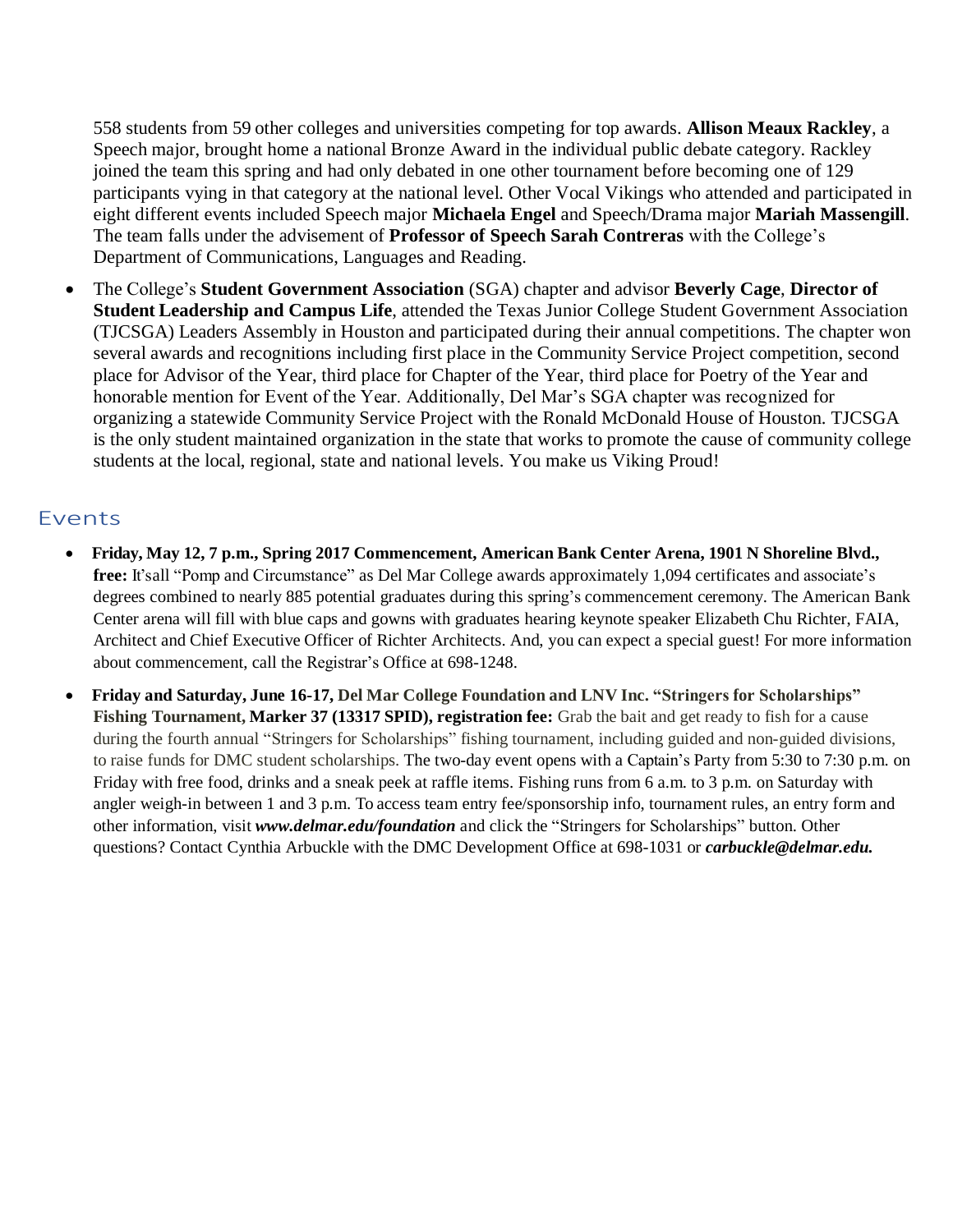558 students from 59 other colleges and universities competing for top awards. **Allison Meaux Rackley**, a Speech major, brought home a national Bronze Award in the individual public debate category. Rackley joined the team this spring and had only debated in one other tournament before becoming one of 129 participants vying in that category at the national level. Other Vocal Vikings who attended and participated in eight different events included Speech major **Michaela Engel** and Speech/Drama major **Mariah Massengill**. The team falls under the advisement of **Professor of Speech Sarah Contreras** with the College's Department of Communications, Languages and Reading.

- The College's **Student Government Association** (SGA) chapter and advisor **Beverly Cage**, **Director of Student Leadership and Campus Life**, attended the Texas Junior College Student Government Association (TJCSGA) Leaders Assembly in Houston and participated during their annual competitions. The chapter won several awards and recognitions including first place in the Community Service Project competition, second place for Advisor of the Year, third place for Chapter of the Year, third place for Poetry of the Year and honorable mention for Event of the Year. Additionally, Del Mar's SGA chapter was recognized for organizing a statewide Community Service Project with the Ronald McDonald House of Houston. TJCSGA is the only student maintained organization in the state that works to promote the cause of community college students at the local, regional, state and national levels. You make us Viking Proud!

## Events

- **Friday, May 12, 7 p.m., Spring 2017 Commencement, American Bank Center Arena, 1901 N Shoreline Blvd., free:** It'sall "Pomp and Circumstance" as Del Mar College awards approximately 1,094 certificates and associate's degrees combined to nearly 885 potential graduates during this spring's commencement ceremony. The American Bank Center arena will fill with blue caps and gowns with graduates hearing keynote speaker Elizabeth Chu Richter, FAIA, Architect and Chief Executive Officer of Richter Architects. And, you can expect a special guest! For more information about commencement, call the Registrar's Office at 698-1248.
- **Friday and Saturday, June 16-17, Del Mar College Foundation and LNV Inc. "Stringers for Scholarships" Fishing Tournament, Marker 37 (13317 SPID), registration fee:** Grab the bait and get ready to fish for a cause during the fourth annual "Stringers for Scholarships" fishing tournament, including guided and non-guided divisions, to raise funds for DMC student scholarships. The two-day event opens with a Captain's Party from 5:30 to 7:30 p.m. on Friday with free food, drinks and a sneak peek at raffle items. Fishing runs from 6 a.m. to 3 p.m. on Saturday with angler weigh-in between 1 and 3 p.m. To access team entry fee/sponsorship info, tournament rules, an entry form and other information, visit ***www.delmar.edu/foundation*** and click the "Stringers for Scholarships" button. Other questions? Contact Cynthia Arbuckle with the DMC Development Office at 698-1031 or ***carbuckle@delmar.edu.***